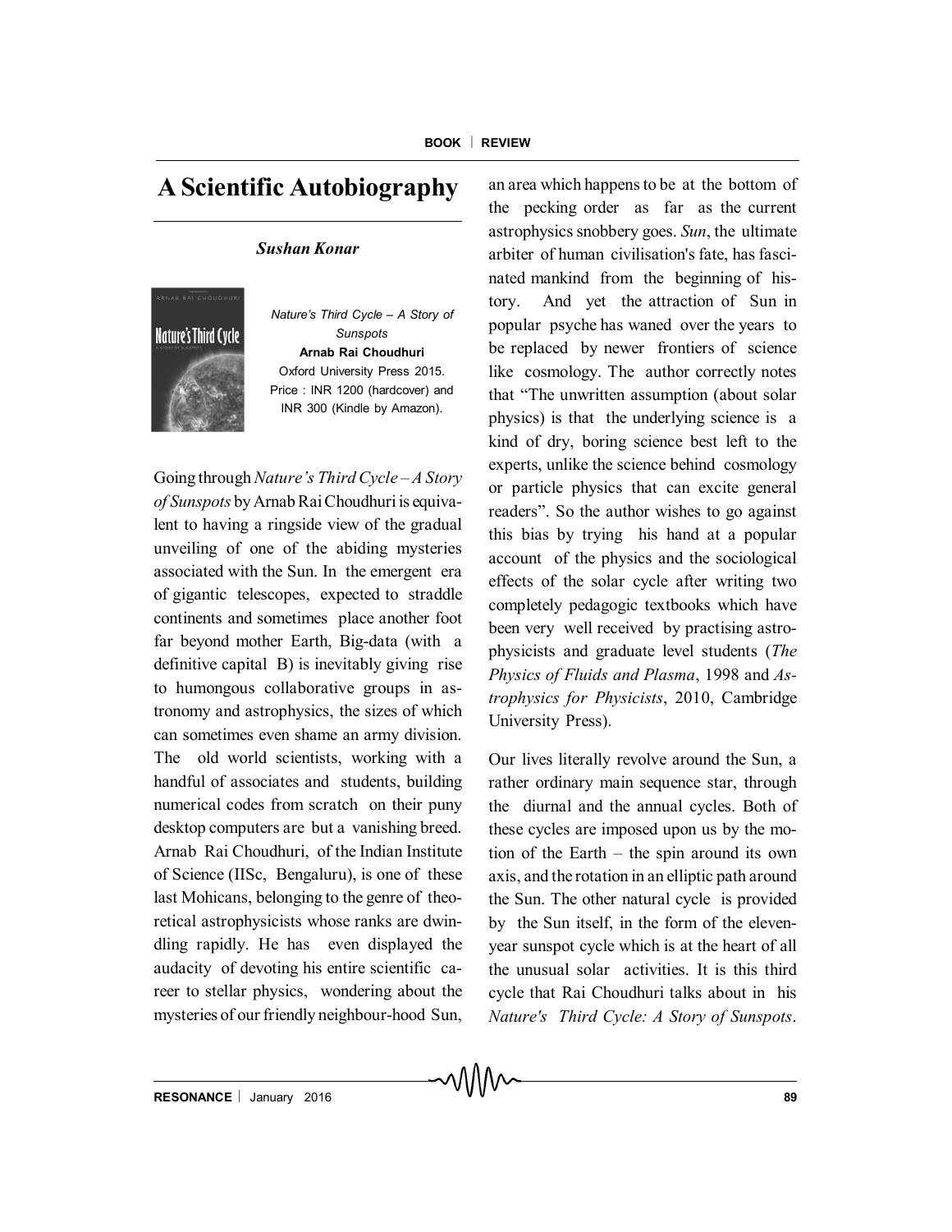# A Scientific Autobiography

***Sushan Konar***

*Nature's Third Cycle – A Story of Sunspots*
**Arnab Rai Choudhuri**
Oxford University Press 2015.
Price : INR 1200 (hardcover) and INR 300 (Kindle by Amazon).

Going through *Nature's Third Cycle – A Story of Sunspots* by Arnab Rai Choudhuri is equivalent to having a ringside view of the gradual unveiling of one of the abiding mysteries associated with the Sun. In the emergent era of gigantic telescopes, expected to straddle continents and sometimes place another foot far beyond mother Earth, Big-data (with a definitive capital B) is inevitably giving rise to humongous collaborative groups in astronomy and astrophysics, the sizes of which can sometimes even shame an army division. The old world scientists, working with a handful of associates and students, building numerical codes from scratch on their puny desktop computers are but a vanishing breed. Arnab Rai Choudhuri, of the Indian Institute of Science (IISc, Bengaluru), is one of these last Mohicans, belonging to the genre of theoretical astrophysicists whose ranks are dwindling rapidly. He has even displayed the audacity of devoting his entire scientific career to stellar physics, wondering about the mysteries of our friendly neighbour-hood Sun, an area which happens to be at the bottom of the pecking order as far as the current astrophysics snobbery goes. *Sun*, the ultimate arbiter of human civilisation's fate, has fascinated mankind from the beginning of history. And yet the attraction of Sun in popular psyche has waned over the years to be replaced by newer frontiers of science like cosmology. The author correctly notes that "The unwritten assumption (about solar physics) is that the underlying science is a kind of dry, boring science best left to the experts, unlike the science behind cosmology or particle physics that can excite general readers". So the author wishes to go against this bias by trying his hand at a popular account of the physics and the sociological effects of the solar cycle after writing two completely pedagogic textbooks which have been very well received by practising astrophysicists and graduate level students (*The Physics of Fluids and Plasma*, 1998 and *Astrophysics for Physicists*, 2010, Cambridge University Press).

Our lives literally revolve around the Sun, a rather ordinary main sequence star, through the diurnal and the annual cycles. Both of these cycles are imposed upon us by the motion of the Earth – the spin around its own axis, and the rotation in an elliptic path around the Sun. The other natural cycle is provided by the Sun itself, in the form of the eleven-year sunspot cycle which is at the heart of all the unusual solar activities. It is this third cycle that Rai Choudhuri talks about in his *Nature's Third Cycle: A Story of Sunspots*.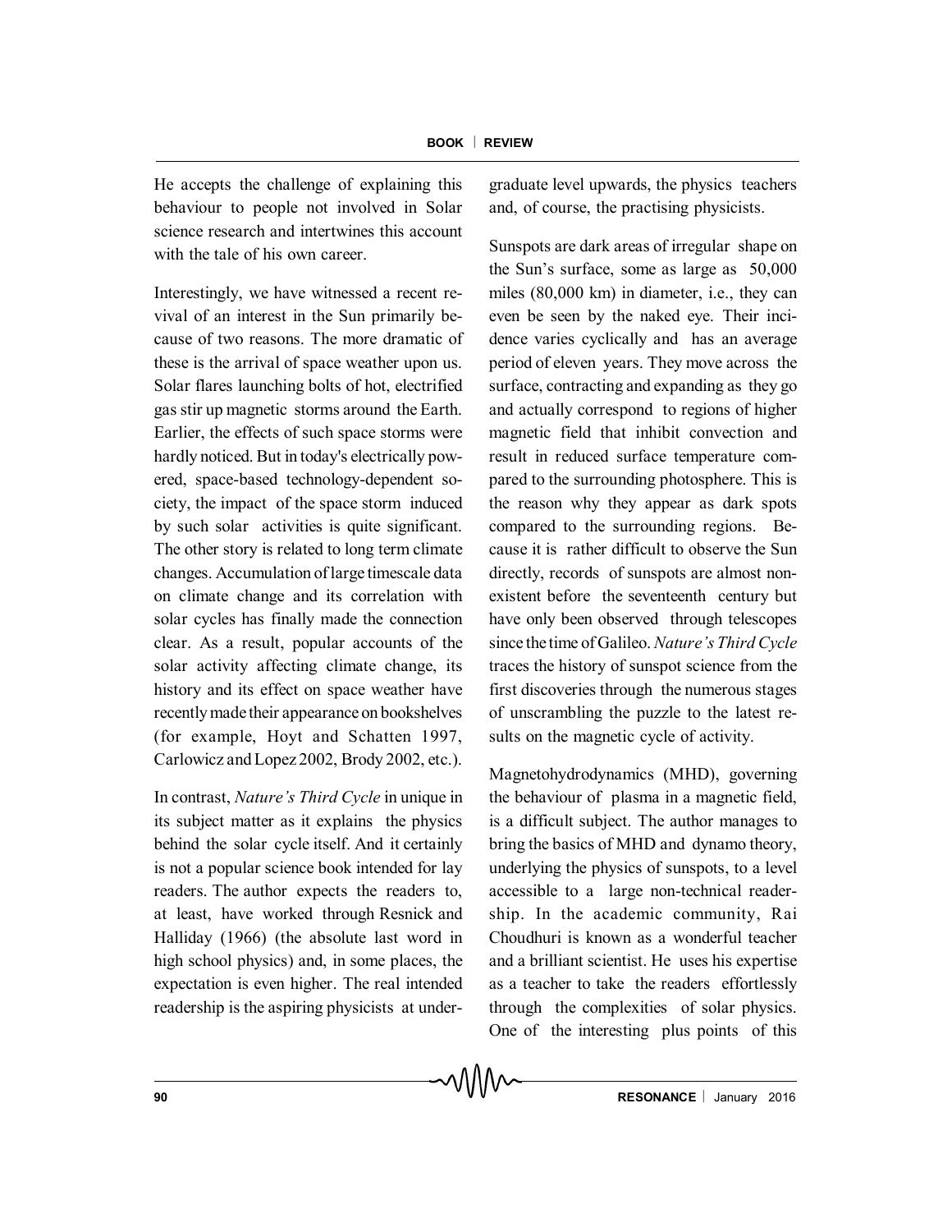He accepts the challenge of explaining this behaviour to people not involved in Solar science research and intertwines this account with the tale of his own career.

Interestingly, we have witnessed a recent revival of an interest in the Sun primarily because of two reasons. The more dramatic of these is the arrival of space weather upon us. Solar flares launching bolts of hot, electrified gas stir up magnetic storms around the Earth. Earlier, the effects of such space storms were hardly noticed. But in today's electrically powered, space-based technology-dependent society, the impact of the space storm induced by such solar activities is quite significant. The other story is related to long term climate changes. Accumulation of large timescale data on climate change and its correlation with solar cycles has finally made the connection clear. As a result, popular accounts of the solar activity affecting climate change, its history and its effect on space weather have recently made their appearance on bookshelves (for example, Hoyt and Schatten 1997, Carlowicz and Lopez 2002, Brody 2002, etc.).

In contrast, *Nature's Third Cycle* in unique in its subject matter as it explains the physics behind the solar cycle itself. And it certainly is not a popular science book intended for lay readers. The author expects the readers to, at least, have worked through Resnick and Halliday (1966) (the absolute last word in high school physics) and, in some places, the expectation is even higher. The real intended readership is the aspiring physicists at undergraduate level upwards, the physics teachers and, of course, the practising physicists.

Sunspots are dark areas of irregular shape on the Sun's surface, some as large as 50,000 miles (80,000 km) in diameter, i.e., they can even be seen by the naked eye. Their incidence varies cyclically and has an average period of eleven years. They move across the surface, contracting and expanding as they go and actually correspond to regions of higher magnetic field that inhibit convection and result in reduced surface temperature compared to the surrounding photosphere. This is the reason why they appear as dark spots compared to the surrounding regions. Because it is rather difficult to observe the Sun directly, records of sunspots are almost nonexistent before the seventeenth century but have only been observed through telescopes since the time of Galileo. *Nature's Third Cycle* traces the history of sunspot science from the first discoveries through the numerous stages of unscrambling the puzzle to the latest results on the magnetic cycle of activity.

Magnetohydrodynamics (MHD), governing the behaviour of plasma in a magnetic field, is a difficult subject. The author manages to bring the basics of MHD and dynamo theory, underlying the physics of sunspots, to a level accessible to a large non-technical readership. In the academic community, Rai Choudhuri is known as a wonderful teacher and a brilliant scientist. He uses his expertise as a teacher to take the readers effortlessly through the complexities of solar physics. One of the interesting plus points of this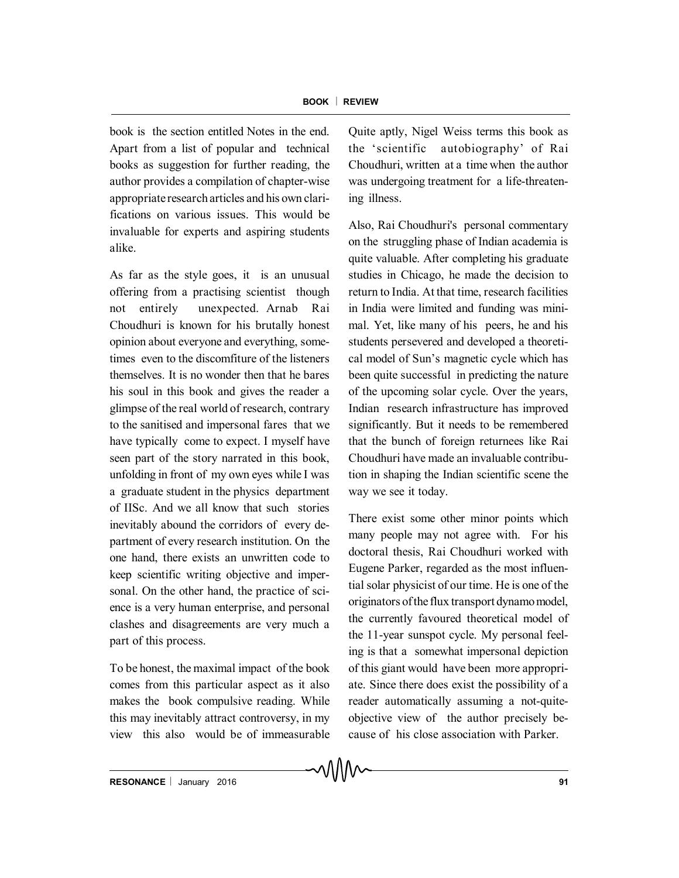book is the section entitled Notes in the end. Apart from a list of popular and technical books as suggestion for further reading, the author provides a compilation of chapter-wise appropriate research articles and his own clarifications on various issues. This would be invaluable for experts and aspiring students alike.

As far as the style goes, it is an unusual offering from a practising scientist though not entirely unexpected. Arnab Rai Choudhuri is known for his brutally honest opinion about everyone and everything, sometimes even to the discomfiture of the listeners themselves. It is no wonder then that he bares his soul in this book and gives the reader a glimpse of the real world of research, contrary to the sanitised and impersonal fares that we have typically come to expect. I myself have seen part of the story narrated in this book, unfolding in front of my own eyes while I was a graduate student in the physics department of IISc. And we all know that such stories inevitably abound the corridors of every department of every research institution. On the one hand, there exists an unwritten code to keep scientific writing objective and impersonal. On the other hand, the practice of science is a very human enterprise, and personal clashes and disagreements are very much a part of this process.

To be honest, the maximal impact of the book comes from this particular aspect as it also makes the book compulsive reading. While this may inevitably attract controversy, in my view this also would be of immeasurable Quite aptly, Nigel Weiss terms this book as the 'scientific autobiography' of Rai Choudhuri, written at a time when the author was undergoing treatment for a life-threatening illness.

Also, Rai Choudhuri's personal commentary on the struggling phase of Indian academia is quite valuable. After completing his graduate studies in Chicago, he made the decision to return to India. At that time, research facilities in India were limited and funding was minimal. Yet, like many of his peers, he and his students persevered and developed a theoretical model of Sun's magnetic cycle which has been quite successful in predicting the nature of the upcoming solar cycle. Over the years, Indian research infrastructure has improved significantly. But it needs to be remembered that the bunch of foreign returnees like Rai Choudhuri have made an invaluable contribution in shaping the Indian scientific scene the way we see it today.

There exist some other minor points which many people may not agree with. For his doctoral thesis, Rai Choudhuri worked with Eugene Parker, regarded as the most influential solar physicist of our time. He is one of the originators of the flux transport dynamo model, the currently favoured theoretical model of the 11-year sunspot cycle. My personal feeling is that a somewhat impersonal depiction of this giant would have been more appropriate. Since there does exist the possibility of a reader automatically assuming a not-quite-objective view of the author precisely because of his close association with Parker.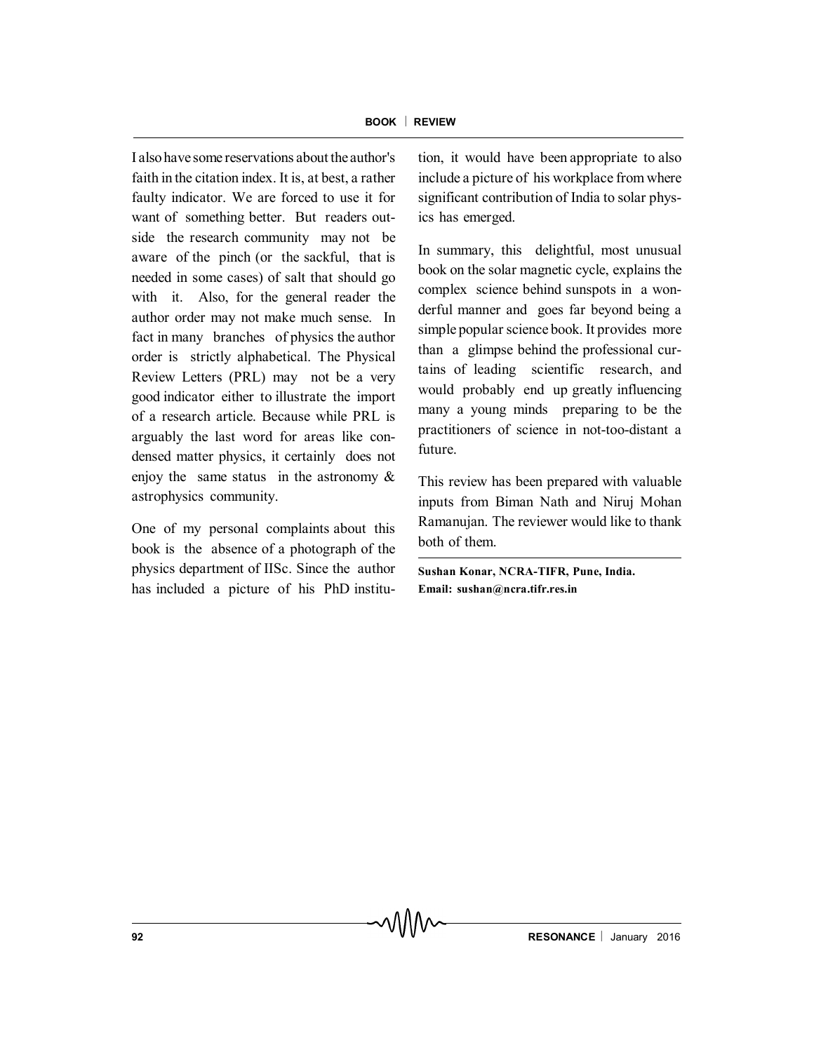I also have some reservations about the author's faith in the citation index. It is, at best, a rather faulty indicator. We are forced to use it for want of something better. But readers outside the research community may not be aware of the pinch (or the sackful, that is needed in some cases) of salt that should go with it. Also, for the general reader the author order may not make much sense. In fact in many branches of physics the author order is strictly alphabetical. The Physical Review Letters (PRL) may not be a very good indicator either to illustrate the import of a research article. Because while PRL is arguably the last word for areas like condensed matter physics, it certainly does not enjoy the same status in the astronomy & astrophysics community.

One of my personal complaints about this book is the absence of a photograph of the physics department of IISc. Since the author has included a picture of his PhD institution, it would have been appropriate to also include a picture of his workplace from where significant contribution of India to solar physics has emerged.

In summary, this delightful, most unusual book on the solar magnetic cycle, explains the complex science behind sunspots in a wonderful manner and goes far beyond being a simple popular science book. It provides more than a glimpse behind the professional curtains of leading scientific research, and would probably end up greatly influencing many a young minds preparing to be the practitioners of science in not-too-distant a future.

This review has been prepared with valuable inputs from Biman Nath and Niruj Mohan Ramanujan. The reviewer would like to thank both of them.

**Sushan Konar, NCRA-TIFR, Pune, India.**
**Email: sushan@ncra.tifr.res.in**